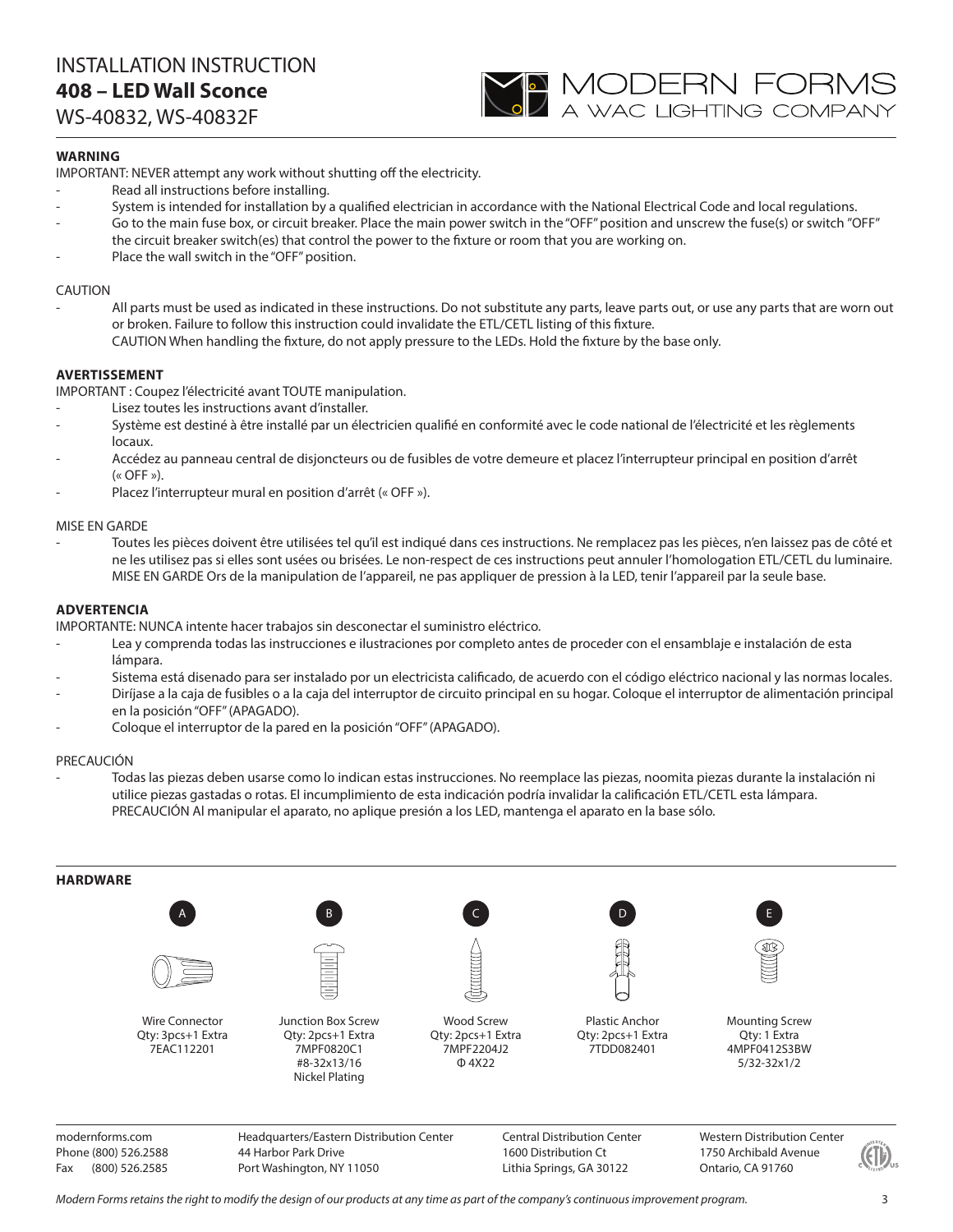# INSTALLATION INSTRUCTION
## 408 – LED Wall Sconce
WS-40832, WS-40832F

MODERN FORMS
A WAC LIGHTING COMPANY

**WARNING**

IMPORTANT: NEVER attempt any work without shutting off the electricity.

- Read all instructions before installing.
- System is intended for installation by a qualified electrician in accordance with the National Electrical Code and local regulations.
- Go to the main fuse box, or circuit breaker. Place the main power switch in the "OFF" position and unscrew the fuse(s) or switch "OFF" the circuit breaker switch(es) that control the power to the fixture or room that you are working on.
- Place the wall switch in the "OFF" position.

CAUTION

- All parts must be used as indicated in these instructions. Do not substitute any parts, leave parts out, or use any parts that are worn out or broken. Failure to follow this instruction could invalidate the ETL/CETL listing of this fixture.
  CAUTION When handling the fixture, do not apply pressure to the LEDs. Hold the fixture by the base only.

**AVERTISSEMENT**

IMPORTANT : Coupez l'électricité avant TOUTE manipulation.

- Lisez toutes les instructions avant d'installer.
- Système est destiné à être installé par un électricien qualifié en conformité avec le code national de l'électricité et les règlements locaux.
- Accédez au panneau central de disjoncteurs ou de fusibles de votre demeure et placez l'interrupteur principal en position d'arrêt (« OFF »).
- Placez l'interrupteur mural en position d'arrêt (« OFF »).

MISE EN GARDE

- Toutes les pièces doivent être utilisées tel qu'il est indiqué dans ces instructions. Ne remplacez pas les pièces, n'en laissez pas de côté et ne les utilisez pas si elles sont usées ou brisées. Le non-respect de ces instructions peut annuler l'homologation ETL/CETL du luminaire.
  MISE EN GARDE Ors de la manipulation de l'appareil, ne pas appliquer de pression à la LED, tenir l'appareil par la seule base.

**ADVERTENCIA**

IMPORTANTE: NUNCA intente hacer trabajos sin desconectar el suministro eléctrico.

- Lea y comprenda todas las instrucciones e ilustraciones por completo antes de proceder con el ensamblaje e instalación de esta lámpara.
- Sistema está disenado para ser instalado por un electricista calificado, de acuerdo con el código eléctrico nacional y las normas locales.
- Diríjase a la caja de fusibles o a la caja del interruptor de circuito principal en su hogar. Coloque el interruptor de alimentación principal en la posición "OFF" (APAGADO).
- Coloque el interruptor de la pared en la posición "OFF" (APAGADO).

PRECAUCIÓN

- Todas las piezas deben usarse como lo indican estas instrucciones. No reemplace las piezas, noomita piezas durante la instalación ni utilice piezas gastadas o rotas. El incumplimiento de esta indicación podría invalidar la calificación ETL/CETL esta lámpara.
  PRECAUCIÓN Al manipular el aparato, no aplique presión a los LED, mantenga el aparato en la base sólo.

**HARDWARE**

| A | B | C | D | E |
|---|---|---|---|---|
| Wire Connector<br>Qty: 3pcs+1 Extra<br>7EAC112201 | Junction Box Screw<br>Qty: 2pcs+1 Extra<br>7MPF0820C1<br>#8-32x13/16<br>Nickel Plating | Wood Screw<br>Qty: 2pcs+1 Extra<br>7MPF2204J2<br>Φ 4X22 | Plastic Anchor<br>Qty: 2pcs+1 Extra<br>7TDD082401 | Mounting Screw<br>Qty: 1 Extra<br>4MPF0412S3BW<br>5/32-32x1/2 |

modernforms.com
Phone (800) 526.2588
Fax (800) 526.2585

Headquarters/Eastern Distribution Center
44 Harbor Park Drive
Port Washington, NY 11050

Central Distribution Center
1600 Distribution Ct
Lithia Springs, GA 30122

Western Distribution Center
1750 Archibald Avenue
Ontario, CA 91760

*Modern Forms retains the right to modify the design of our products at any time as part of the company's continuous improvement program.*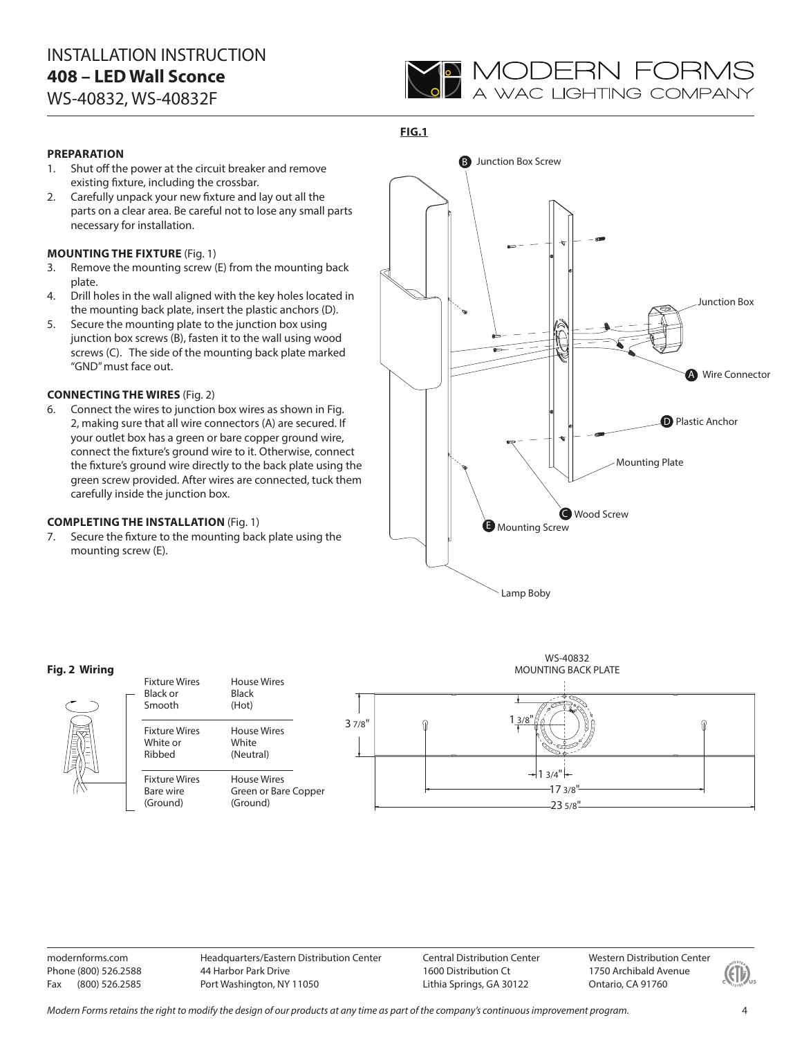# INSTALLATION INSTRUCTION
## **408 – LED Wall Sconce**
WS-40832, WS-40832F

MODERN FORMS
A WAC LIGHTING COMPANY

### PREPARATION

1. Shut off the power at the circuit breaker and remove existing fixture, including the crossbar.
2. Carefully unpack your new fixture and lay out all the parts on a clear area. Be careful not to lose any small parts necessary for installation.

### MOUNTING THE FIXTURE (Fig. 1)

3. Remove the mounting screw (E) from the mounting back plate.
4. Drill holes in the wall aligned with the key holes located in the mounting back plate, insert the plastic anchors (D).
5. Secure the mounting plate to the junction box using junction box screws (B), fasten it to the wall using wood screws (C). The side of the mounting back plate marked "GND" must face out.

### CONNECTING THE WIRES (Fig. 2)

6. Connect the wires to junction box wires as shown in Fig. 2, making sure that all wire connectors (A) are secured. If your outlet box has a green or bare copper ground wire, connect the fixture's ground wire to it. Otherwise, connect the fixture's ground wire directly to the back plate using the green screw provided. After wires are connected, tuck them carefully inside the junction box.

### COMPLETING THE INSTALLATION (Fig. 1)

7. Secure the fixture to the mounting back plate using the mounting screw (E).

**FIG.1**

B Junction Box Screw
Junction Box
A Wire Connector
D Plastic Anchor
Mounting Plate
C Wood Screw
E Mounting Screw
Lamp Boby

**Fig. 2 Wiring**

| Fixture Wires | House Wires |
|---|---|
| Black or Smooth | Black (Hot) |
| White or Ribbed | White (Neutral) |
| Bare wire (Ground) | Green or Bare Copper (Ground) |

WS-40832
MOUNTING BACK PLATE

3 7/8"
1 3/8"
1 3/4"
17 3/8"
23 5/8"

modernforms.com
Phone (800) 526.2588
Fax (800) 526.2585

Headquarters/Eastern Distribution Center
44 Harbor Park Drive
Port Washington, NY 11050

Central Distribution Center
1600 Distribution Ct
Lithia Springs, GA 30122

Western Distribution Center
1750 Archibald Avenue
Ontario, CA 91760

*Modern Forms retains the right to modify the design of our products at any time as part of the company's continuous improvement program.*